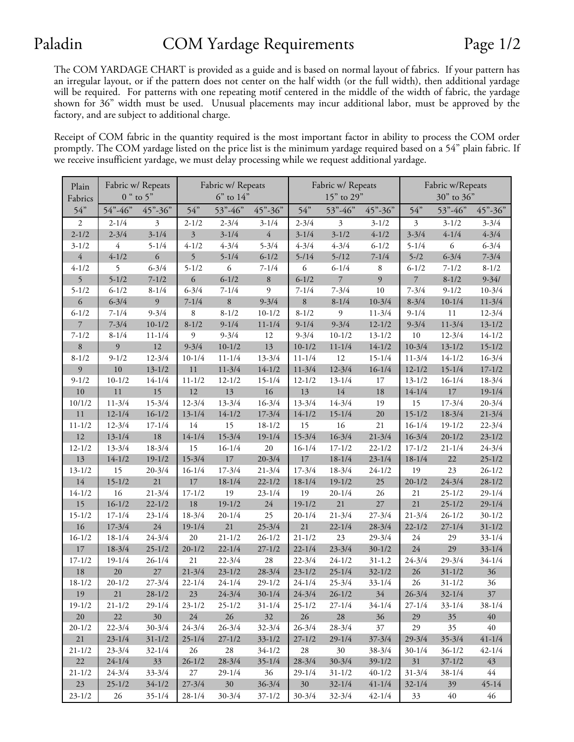# Paladin COM Yardage Requirements

The COM YARDAGE CHART is provided as a guide and is based on normal layout of fabrics. If your pattern has an irregular layout, or if the pattern does not center on the half width (or the full width), then additional yardage will be required. For patterns with one repeating motif centered in the middle of the width of fabric, the yardage shown for 36" width must be used. Unusual placements may incur additional labor, must be approved by the factory, and are subject to additional charge.

Receipt of COM fabric in the quantity required is the most important factor in ability to process the COM order promptly. The COM yardage listed on the price list is the minimum yardage required based on a 54" plain fabric. If we receive insufficient yardage, we must delay processing while we request additional yardage.

| Plain Fabrics | Fabric w/ Repeats 0 " to 5" | | Fabric w/ Repeats 6" to 14" | | | Fabric w/ Repeats 15" to 29" | | | Fabric w/Repeats 30" to 36" | | |
|---|---|---|---|---|---|---|---|---|---|---|---|
| 54" | 54"-46" | 45"-36" | 54" | 53"-46" | 45"-36" | 54" | 53"-46" | 45"-36" | 54" | 53"-46" | 45"-36" |
| 2 | 2-1/4 | 3 | 2-1/2 | 2-3/4 | 3-1/4 | 2-3/4 | 3 | 3-1/2 | 3 | 3-1/2 | 3-3/4 |
| 2-1/2 | 2-3/4 | 3-1/4 | 3 | 3-1/4 | 4 | 3-1/4 | 3-1/2 | 4-1/2 | 3-3/4 | 4-1/4 | 4-3/4 |
| 3-1/2 | 4 | 5-1/4 | 4-1/2 | 4-3/4 | 5-3/4 | 4-3/4 | 4-3/4 | 6-1/2 | 5-1/4 | 6 | 6-3/4 |
| 4 | 4-1/2 | 6 | 5 | 5-1/4 | 6-1/2 | 5-/14 | 5-/12 | 7-1/4 | 5-/2 | 6-3/4 | 7-3/4 |
| 4-1/2 | 5 | 6-3/4 | 5-1/2 | 6 | 7-1/4 | 6 | 6-1/4 | 8 | 6-1/2 | 7-1/2 | 8-1/2 |
| 5 | 5-1/2 | 7-1/2 | 6 | 6-1/2 | 8 | 6-1/2 | 7 | 9 | 7 | 8-1/2 | 9-34/ |
| 5-1/2 | 6-1/2 | 8-1/4 | 6-3/4 | 7-1/4 | 9 | 7-1/4 | 7-3/4 | 10 | 7-3/4 | 9-1/2 | 10-3/4 |
| 6 | 6-3/4 | 9 | 7-1/4 | 8 | 9-3/4 | 8 | 8-1/4 | 10-3/4 | 8-3/4 | 10-1/4 | 11-3/4 |
| 6-1/2 | 7-1/4 | 9-3/4 | 8 | 8-1/2 | 10-1/2 | 8-1/2 | 9 | 11-3/4 | 9-1/4 | 11 | 12-3/4 |
| 7 | 7-3/4 | 10-1/2 | 8-1/2 | 9-1/4 | 11-1/4 | 9-1/4 | 9-3/4 | 12-1/2 | 9-3/4 | 11-3/4 | 13-1/2 |
| 7-1/2 | 8-1/4 | 11-1/4 | 9 | 9-3/4 | 12 | 9-3/4 | 10-1/2 | 13-1/2 | 10 | 12-3/4 | 14-1/2 |
| 8 | 9 | 12 | 9-3/4 | 10-1/2 | 13 | 10-1/2 | 11-1/4 | 14-1/2 | 10-3/4 | 13-1/2 | 15-1/2 |
| 8-1/2 | 9-1/2 | 12-3/4 | 10-1/4 | 11-1/4 | 13-3/4 | 11-1/4 | 12 | 15-1/4 | 11-3/4 | 14-1/2 | 16-3/4 |
| 9 | 10 | 13-1/2 | 11 | 11-3/4 | 14-1/2 | 11-3/4 | 12-3/4 | 16-1/4 | 12-1/2 | 15-1/4 | 17-1/2 |
| 9-1/2 | 10-1/2 | 14-1/4 | 11-1/2 | 12-1/2 | 15-1/4 | 12-1/2 | 13-1/4 | 17 | 13-1/2 | 16-1/4 | 18-3/4 |
| 10 | 11 | 15 | 12 | 13 | 16 | 13 | 14 | 18 | 14-1/4 | 17 | 19-1/4 |
| 10/1/2 | 11-3/4 | 15-3/4 | 12-3/4 | 13-3/4 | 16-3/4 | 13-3/4 | 14-3/4 | 19 | 15 | 17-3/4 | 20-3/4 |
| 11 | 12-1/4 | 16-1/2 | 13-1/4 | 14-1/2 | 17-3/4 | 14-1/2 | 15-1/4 | 20 | 15-1/2 | 18-3/4 | 21-3/4 |
| 11-1/2 | 12-3/4 | 17-1/4 | 14 | 15 | 18-1/2 | 15 | 16 | 21 | 16-1/4 | 19-1/2 | 22-3/4 |
| 12 | 13-1/4 | 18 | 14-1/4 | 15-3/4 | 19-1/4 | 15-3/4 | 16-3/4 | 21-3/4 | 16-3/4 | 20-1/2 | 23-1/2 |
| 12-1/2 | 13-3/4 | 18-3/4 | 15 | 16-1/4 | 20 | 16-1/4 | 17-1/2 | 22-1/2 | 17-1/2 | 21-1/4 | 24-3/4 |
| 13 | 14-1/2 | 19-1/2 | 15-3/4 | 17 | 20-3/4 | 17 | 18-1/4 | 23-1/4 | 18-1/4 | 22 | 25-1/2 |
| 13-1/2 | 15 | 20-3/4 | 16-1/4 | 17-3/4 | 21-3/4 | 17-3/4 | 18-3/4 | 24-1/2 | 19 | 23 | 26-1/2 |
| 14 | 15-1/2 | 21 | 17 | 18-1/4 | 22-1/2 | 18-1/4 | 19-1/2 | 25 | 20-1/2 | 24-3/4 | 28-1/2 |
| 14-1/2 | 16 | 21-3/4 | 17-1/2 | 19 | 23-1/4 | 19 | 20-1/4 | 26 | 21 | 25-1/2 | 29-1/4 |
| 15 | 16-1/2 | 22-1/2 | 18 | 19-1/2 | 24 | 19-1/2 | 21 | 27 | 21 | 25-1/2 | 29-1/4 |
| 15-1/2 | 17-1/4 | 23-1/4 | 18-3/4 | 20-1/4 | 25 | 20-1/4 | 21-3/4 | 27-3/4 | 21-3/4 | 26-1/2 | 30-1/2 |
| 16 | 17-3/4 | 24 | 19-1/4 | 21 | 25-3/4 | 21 | 22-1/4 | 28-3/4 | 22-1/2 | 27-1/4 | 31-1/2 |
| 16-1/2 | 18-1/4 | 24-3/4 | 20 | 21-1/2 | 26-1/2 | 21-1/2 | 23 | 29-3/4 | 24 | 29 | 33-1/4 |
| 17 | 18-3/4 | 25-1/2 | 20-1/2 | 22-1/4 | 27-1/2 | 22-1/4 | 23-3/4 | 30-1/2 | 24 | 29 | 33-1/4 |
| 17-1/2 | 19-1/4 | 26-1/4 | 21 | 22-3/4 | 28 | 22-3/4 | 24-1/2 | 31-1.2 | 24-3/4 | 29-3/4 | 34-1/4 |
| 18 | 20 | 27 | 21-3/4 | 23-1/2 | 28-3/4 | 23-1/2 | 25-1/4 | 32-1/2 | 26 | 31-1/2 | 36 |
| 18-1/2 | 20-1/2 | 27-3/4 | 22-1/4 | 24-1/4 | 29-1/2 | 24-1/4 | 25-3/4 | 33-1/4 | 26 | 31-1/2 | 36 |
| 19 | 21 | 28-1/2 | 23 | 24-3/4 | 30-1/4 | 24-3/4 | 26-1/2 | 34 | 26-3/4 | 32-1/4 | 37 |
| 19-1/2 | 21-1/2 | 29-1/4 | 23-1/2 | 25-1/2 | 31-1/4 | 25-1/2 | 27-1/4 | 34-1/4 | 27-1/4 | 33-1/4 | 38-1/4 |
| 20 | 22 | 30 | 24 | 26 | 32 | 26 | 28 | 36 | 29 | 35 | 40 |
| 20-1/2 | 22-3/4 | 30-3/4 | 24-3/4 | 26-3/4 | 32-3/4 | 26-3/4 | 28-3/4 | 37 | 29 | 35 | 40 |
| 21 | 23-1/4 | 31-1/2 | 25-1/4 | 27-1/2 | 33-1/2 | 27-1/2 | 29-1/4 | 37-3/4 | 29-3/4 | 35-3/4 | 41-1/4 |
| 21-1/2 | 23-3/4 | 32-1/4 | 26 | 28 | 34-1/2 | 28 | 30 | 38-3/4 | 30-1/4 | 36-1/2 | 42-1/4 |
| 22 | 24-1/4 | 33 | 26-1/2 | 28-3/4 | 35-1/4 | 28-3/4 | 30-3/4 | 39-1/2 | 31 | 37-1/2 | 43 |
| 21-1/2 | 24-3/4 | 33-3/4 | 27 | 29-1/4 | 36 | 29-1/4 | 31-1/2 | 40-1/2 | 31-3/4 | 38-1/4 | 44 |
| 23 | 25-1/2 | 34-1/2 | 27-3/4 | 30 | 36-3/4 | 30 | 32-1/4 | 41-1/4 | 32-1/4 | 39 | 45-14 |
| 23-1/2 | 26 | 35-1/4 | 28-1/4 | 30-3/4 | 37-1/2 | 30-3/4 | 32-3/4 | 42-1/4 | 33 | 40 | 46 |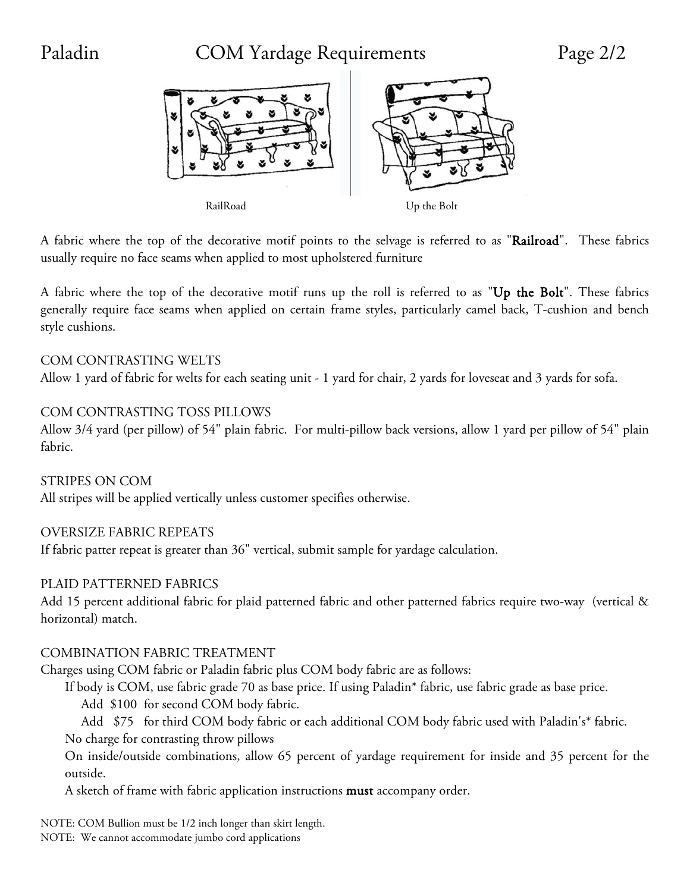# COM Yardage Requirements

RailRoad

Up the Bolt

A fabric where the top of the decorative motif points to the selvage is referred to as "**Railroad**". These fabrics usually require no face seams when applied to most upholstered furniture

A fabric where the top of the decorative motif runs up the roll is referred to as "**Up the Bolt**". These fabrics generally require face seams when applied on certain frame styles, particularly camel back, T-cushion and bench style cushions.

COM CONTRASTING WELTS
Allow 1 yard of fabric for welts for each seating unit - 1 yard for chair, 2 yards for loveseat and 3 yards for sofa.

COM CONTRASTING TOSS PILLOWS
Allow 3/4 yard (per pillow) of 54" plain fabric. For multi-pillow back versions, allow 1 yard per pillow of 54" plain fabric.

STRIPES ON COM
All stripes will be applied vertically unless customer specifies otherwise.

OVERSIZE FABRIC REPEATS
If fabric patter repeat is greater than 36" vertical, submit sample for yardage calculation.

PLAID PATTERNED FABRICS
Add 15 percent additional fabric for plaid patterned fabric and other patterned fabrics require two-way (vertical & horizontal) match.

COMBINATION FABRIC TREATMENT
Charges using COM fabric or Paladin fabric plus COM body fabric are as follows:

If body is COM, use fabric grade 70 as base price. If using Paladin* fabric, use fabric grade as base price.

Add $100 for second COM body fabric.

Add $75 for third COM body fabric or each additional COM body fabric used with Paladin's* fabric.

No charge for contrasting throw pillows

On inside/outside combinations, allow 65 percent of yardage requirement for inside and 35 percent for the outside.

A sketch of frame with fabric application instructions **must** accompany order.

NOTE: COM Bullion must be 1/2 inch longer than skirt length.
NOTE: We cannot accommodate jumbo cord applications